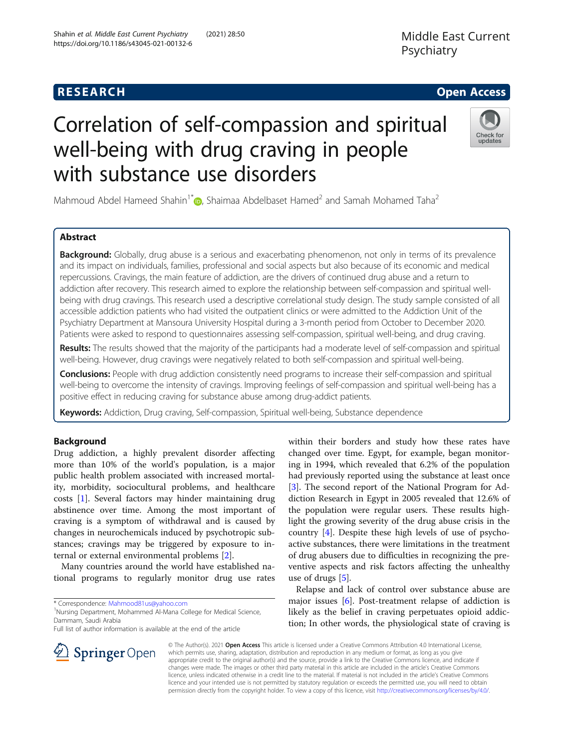RESEARCH

Open Access

# Correlation of self-compassion and spiritual well-being with drug craving in people with substance use disorders

Mahmoud Abdel Hameed Shahin[1*], Shaimaa Abdelbaset Hamed[2] and Samah Mohamed Taha[2]

## Abstract

**Background:** Globally, drug abuse is a serious and exacerbating phenomenon, not only in terms of its prevalence and its impact on individuals, families, professional and social aspects but also because of its economic and medical repercussions. Cravings, the main feature of addiction, are the drivers of continued drug abuse and a return to addiction after recovery. This research aimed to explore the relationship between self-compassion and spiritual well-being with drug cravings. This research used a descriptive correlational study design. The study sample consisted of all accessible addiction patients who had visited the outpatient clinics or were admitted to the Addiction Unit of the Psychiatry Department at Mansoura University Hospital during a 3-month period from October to December 2020. Patients were asked to respond to questionnaires assessing self-compassion, spiritual well-being, and drug craving.

**Results:** The results showed that the majority of the participants had a moderate level of self-compassion and spiritual well-being. However, drug cravings were negatively related to both self-compassion and spiritual well-being.

**Conclusions:** People with drug addiction consistently need programs to increase their self-compassion and spiritual well-being to overcome the intensity of cravings. Improving feelings of self-compassion and spiritual well-being has a positive effect in reducing craving for substance abuse among drug-addict patients.

**Keywords:** Addiction, Drug craving, Self-compassion, Spiritual well-being, Substance dependence

## Background

Drug addiction, a highly prevalent disorder affecting more than 10% of the world's population, is a major public health problem associated with increased mortality, morbidity, sociocultural problems, and healthcare costs [1]. Several factors may hinder maintaining drug abstinence over time. Among the most important of craving is a symptom of withdrawal and is caused by changes in neurochemicals induced by psychotropic substances; cravings may be triggered by exposure to internal or external environmental problems [2].

Many countries around the world have established national programs to regularly monitor drug use rates within their borders and study how these rates have changed over time. Egypt, for example, began monitoring in 1994, which revealed that 6.2% of the population had previously reported using the substance at least once [3]. The second report of the National Program for Addiction Research in Egypt in 2005 revealed that 12.6% of the population were regular users. These results highlight the growing severity of the drug abuse crisis in the country [4]. Despite these high levels of use of psychoactive substances, there were limitations in the treatment of drug abusers due to difficulties in recognizing the preventive aspects and risk factors affecting the unhealthy use of drugs [5].

Relapse and lack of control over substance abuse are major issues [6]. Post-treatment relapse of addiction is likely as the belief in craving perpetuates opioid addiction; In other words, the physiological state of craving is

* Correspondence: Mahmood81us@yahoo.com
[1]Nursing Department, Mohammed Al-Mana College for Medical Science, Dammam, Saudi Arabia
Full list of author information is available at the end of the article

© The Author(s). 2021 **Open Access** This article is licensed under a Creative Commons Attribution 4.0 International License, which permits use, sharing, adaptation, distribution and reproduction in any medium or format, as long as you give appropriate credit to the original author(s) and the source, provide a link to the Creative Commons licence, and indicate if changes were made. The images or other third party material in this article are included in the article's Creative Commons licence, unless indicated otherwise in a credit line to the material. If material is not included in the article's Creative Commons licence and your intended use is not permitted by statutory regulation or exceeds the permitted use, you will need to obtain permission directly from the copyright holder. To view a copy of this licence, visit http://creativecommons.org/licenses/by/4.0/.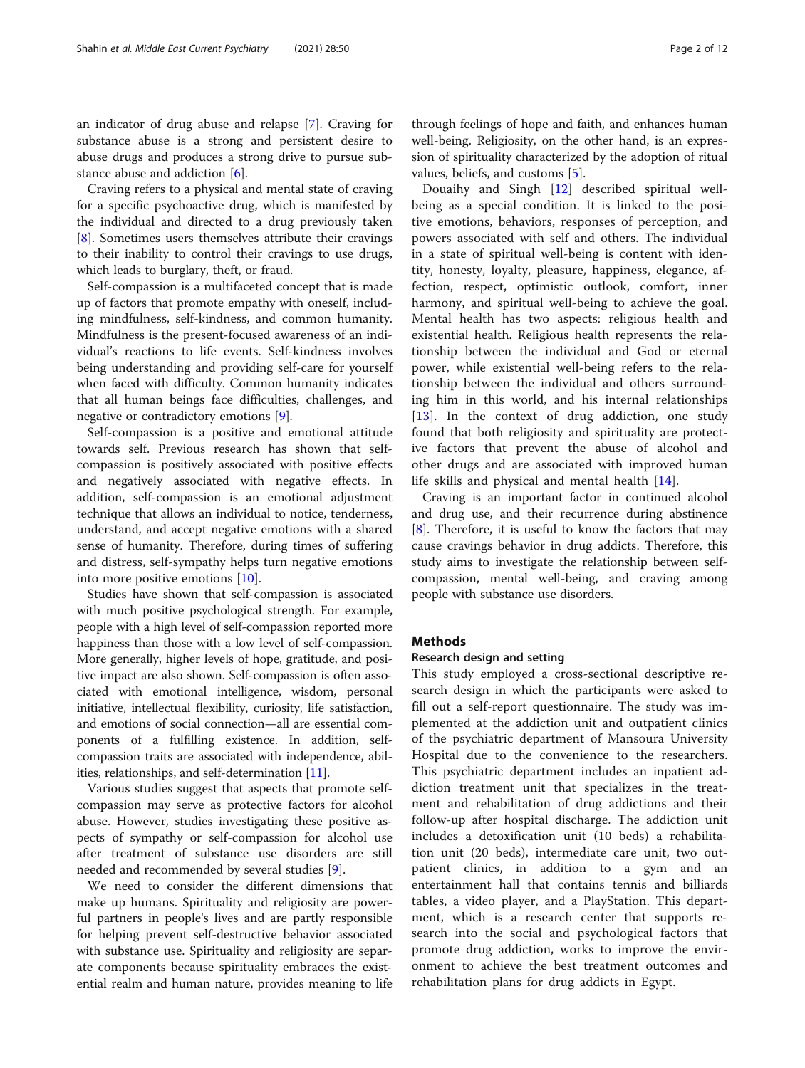an indicator of drug abuse and relapse [7]. Craving for substance abuse is a strong and persistent desire to abuse drugs and produces a strong drive to pursue substance abuse and addiction [6].

Craving refers to a physical and mental state of craving for a specific psychoactive drug, which is manifested by the individual and directed to a drug previously taken [8]. Sometimes users themselves attribute their cravings to their inability to control their cravings to use drugs, which leads to burglary, theft, or fraud.

Self-compassion is a multifaceted concept that is made up of factors that promote empathy with oneself, including mindfulness, self-kindness, and common humanity. Mindfulness is the present-focused awareness of an individual's reactions to life events. Self-kindness involves being understanding and providing self-care for yourself when faced with difficulty. Common humanity indicates that all human beings face difficulties, challenges, and negative or contradictory emotions [9].

Self-compassion is a positive and emotional attitude towards self. Previous research has shown that self-compassion is positively associated with positive effects and negatively associated with negative effects. In addition, self-compassion is an emotional adjustment technique that allows an individual to notice, tenderness, understand, and accept negative emotions with a shared sense of humanity. Therefore, during times of suffering and distress, self-sympathy helps turn negative emotions into more positive emotions [10].

Studies have shown that self-compassion is associated with much positive psychological strength. For example, people with a high level of self-compassion reported more happiness than those with a low level of self-compassion. More generally, higher levels of hope, gratitude, and positive impact are also shown. Self-compassion is often associated with emotional intelligence, wisdom, personal initiative, intellectual flexibility, curiosity, life satisfaction, and emotions of social connection—all are essential components of a fulfilling existence. In addition, self-compassion traits are associated with independence, abilities, relationships, and self-determination [11].

Various studies suggest that aspects that promote self-compassion may serve as protective factors for alcohol abuse. However, studies investigating these positive aspects of sympathy or self-compassion for alcohol use after treatment of substance use disorders are still needed and recommended by several studies [9].

We need to consider the different dimensions that make up humans. Spirituality and religiosity are powerful partners in people's lives and are partly responsible for helping prevent self-destructive behavior associated with substance use. Spirituality and religiosity are separate components because spirituality embraces the existential realm and human nature, provides meaning to life through feelings of hope and faith, and enhances human well-being. Religiosity, on the other hand, is an expression of spirituality characterized by the adoption of ritual values, beliefs, and customs [5].

Douaihy and Singh [12] described spiritual well-being as a special condition. It is linked to the positive emotions, behaviors, responses of perception, and powers associated with self and others. The individual in a state of spiritual well-being is content with identity, honesty, loyalty, pleasure, happiness, elegance, affection, respect, optimistic outlook, comfort, inner harmony, and spiritual well-being to achieve the goal. Mental health has two aspects: religious health and existential health. Religious health represents the relationship between the individual and God or eternal power, while existential well-being refers to the relationship between the individual and others surrounding him in this world, and his internal relationships [13]. In the context of drug addiction, one study found that both religiosity and spirituality are protective factors that prevent the abuse of alcohol and other drugs and are associated with improved human life skills and physical and mental health [14].

Craving is an important factor in continued alcohol and drug use, and their recurrence during abstinence [8]. Therefore, it is useful to know the factors that may cause cravings behavior in drug addicts. Therefore, this study aims to investigate the relationship between self-compassion, mental well-being, and craving among people with substance use disorders.

## Methods

### Research design and setting

This study employed a cross-sectional descriptive research design in which the participants were asked to fill out a self-report questionnaire. The study was implemented at the addiction unit and outpatient clinics of the psychiatric department of Mansoura University Hospital due to the convenience to the researchers. This psychiatric department includes an inpatient addiction treatment unit that specializes in the treatment and rehabilitation of drug addictions and their follow-up after hospital discharge. The addiction unit includes a detoxification unit (10 beds) a rehabilitation unit (20 beds), intermediate care unit, two outpatient clinics, in addition to a gym and an entertainment hall that contains tennis and billiards tables, a video player, and a PlayStation. This department, which is a research center that supports research into the social and psychological factors that promote drug addiction, works to improve the environment to achieve the best treatment outcomes and rehabilitation plans for drug addicts in Egypt.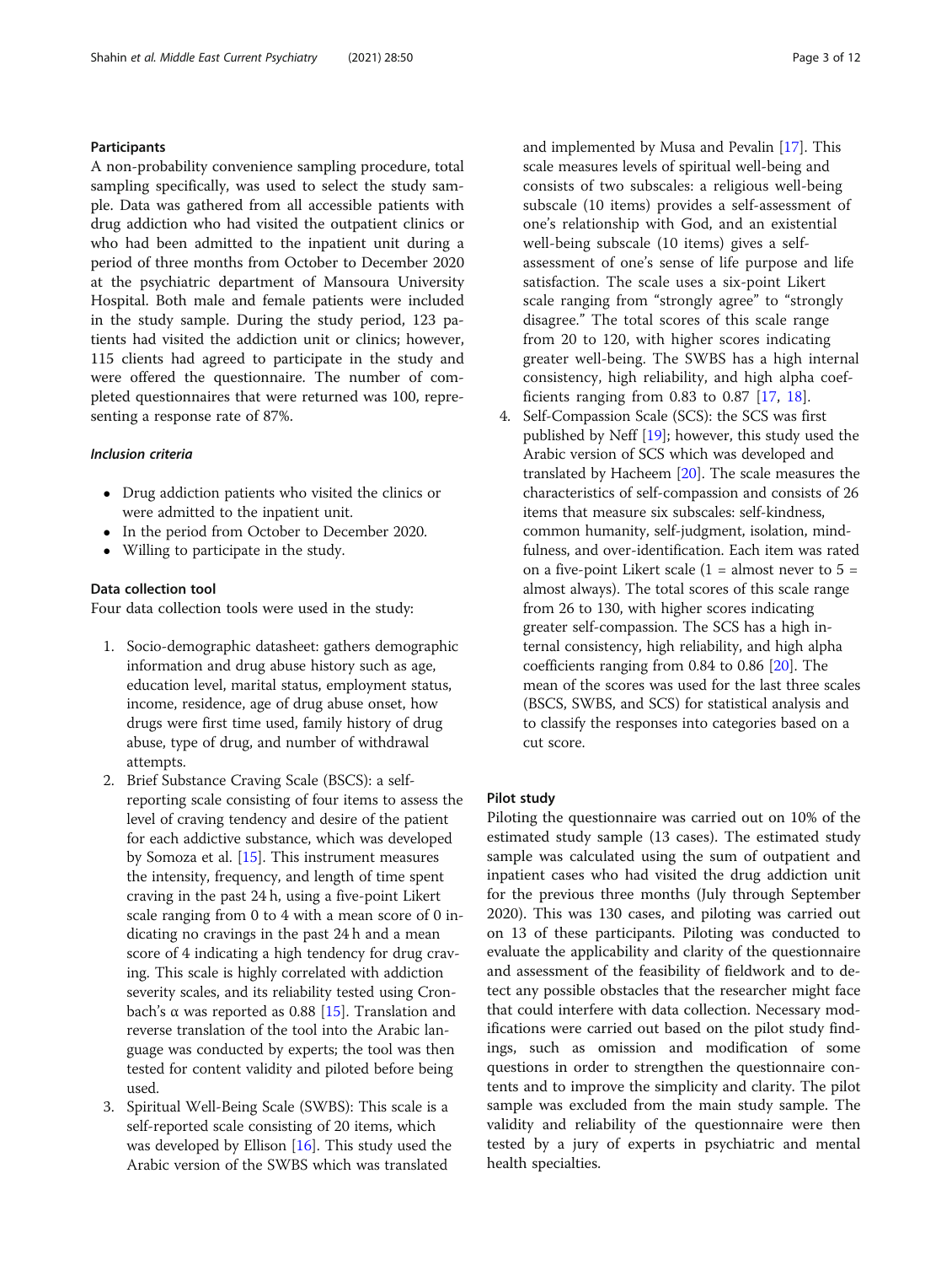### Participants

A non-probability convenience sampling procedure, total sampling specifically, was used to select the study sample. Data was gathered from all accessible patients with drug addiction who had visited the outpatient clinics or who had been admitted to the inpatient unit during a period of three months from October to December 2020 at the psychiatric department of Mansoura University Hospital. Both male and female patients were included in the study sample. During the study period, 123 patients had visited the addiction unit or clinics; however, 115 clients had agreed to participate in the study and were offered the questionnaire. The number of completed questionnaires that were returned was 100, representing a response rate of 87%.

#### *Inclusion criteria*

- Drug addiction patients who visited the clinics or were admitted to the inpatient unit.
- In the period from October to December 2020.
- Willing to participate in the study.

### Data collection tool

Four data collection tools were used in the study:

1. Socio-demographic datasheet: gathers demographic information and drug abuse history such as age, education level, marital status, employment status, income, residence, age of drug abuse onset, how drugs were first time used, family history of drug abuse, type of drug, and number of withdrawal attempts.
2. Brief Substance Craving Scale (BSCS): a self-reporting scale consisting of four items to assess the level of craving tendency and desire of the patient for each addictive substance, which was developed by Somoza et al. [15]. This instrument measures the intensity, frequency, and length of time spent craving in the past 24 h, using a five-point Likert scale ranging from 0 to 4 with a mean score of 0 indicating no cravings in the past 24 h and a mean score of 4 indicating a high tendency for drug craving. This scale is highly correlated with addiction severity scales, and its reliability tested using Cronbach's α was reported as 0.88 [15]. Translation and reverse translation of the tool into the Arabic language was conducted by experts; the tool was then tested for content validity and piloted before being used.
3. Spiritual Well-Being Scale (SWBS): This scale is a self-reported scale consisting of 20 items, which was developed by Ellison [16]. This study used the Arabic version of the SWBS which was translated and implemented by Musa and Pevalin [17]. This scale measures levels of spiritual well-being and consists of two subscales: a religious well-being subscale (10 items) provides a self-assessment of one's relationship with God, and an existential well-being subscale (10 items) gives a self-assessment of one's sense of life purpose and life satisfaction. The scale uses a six-point Likert scale ranging from "strongly agree" to "strongly disagree." The total scores of this scale range from 20 to 120, with higher scores indicating greater well-being. The SWBS has a high internal consistency, high reliability, and high alpha coefficients ranging from 0.83 to 0.87 [17, 18].
4. Self-Compassion Scale (SCS): the SCS was first published by Neff [19]; however, this study used the Arabic version of SCS which was developed and translated by Hacheem [20]. The scale measures the characteristics of self-compassion and consists of 26 items that measure six subscales: self-kindness, common humanity, self-judgment, isolation, mindfulness, and over-identification. Each item was rated on a five-point Likert scale (1 = almost never to 5 = almost always). The total scores of this scale range from 26 to 130, with higher scores indicating greater self-compassion. The SCS has a high internal consistency, high reliability, and high alpha coefficients ranging from 0.84 to 0.86 [20]. The mean of the scores was used for the last three scales (BSCS, SWBS, and SCS) for statistical analysis and to classify the responses into categories based on a cut score.

### Pilot study

Piloting the questionnaire was carried out on 10% of the estimated study sample (13 cases). The estimated study sample was calculated using the sum of outpatient and inpatient cases who had visited the drug addiction unit for the previous three months (July through September 2020). This was 130 cases, and piloting was carried out on 13 of these participants. Piloting was conducted to evaluate the applicability and clarity of the questionnaire and assessment of the feasibility of fieldwork and to detect any possible obstacles that the researcher might face that could interfere with data collection. Necessary modifications were carried out based on the pilot study findings, such as omission and modification of some questions in order to strengthen the questionnaire contents and to improve the simplicity and clarity. The pilot sample was excluded from the main study sample. The validity and reliability of the questionnaire were then tested by a jury of experts in psychiatric and mental health specialties.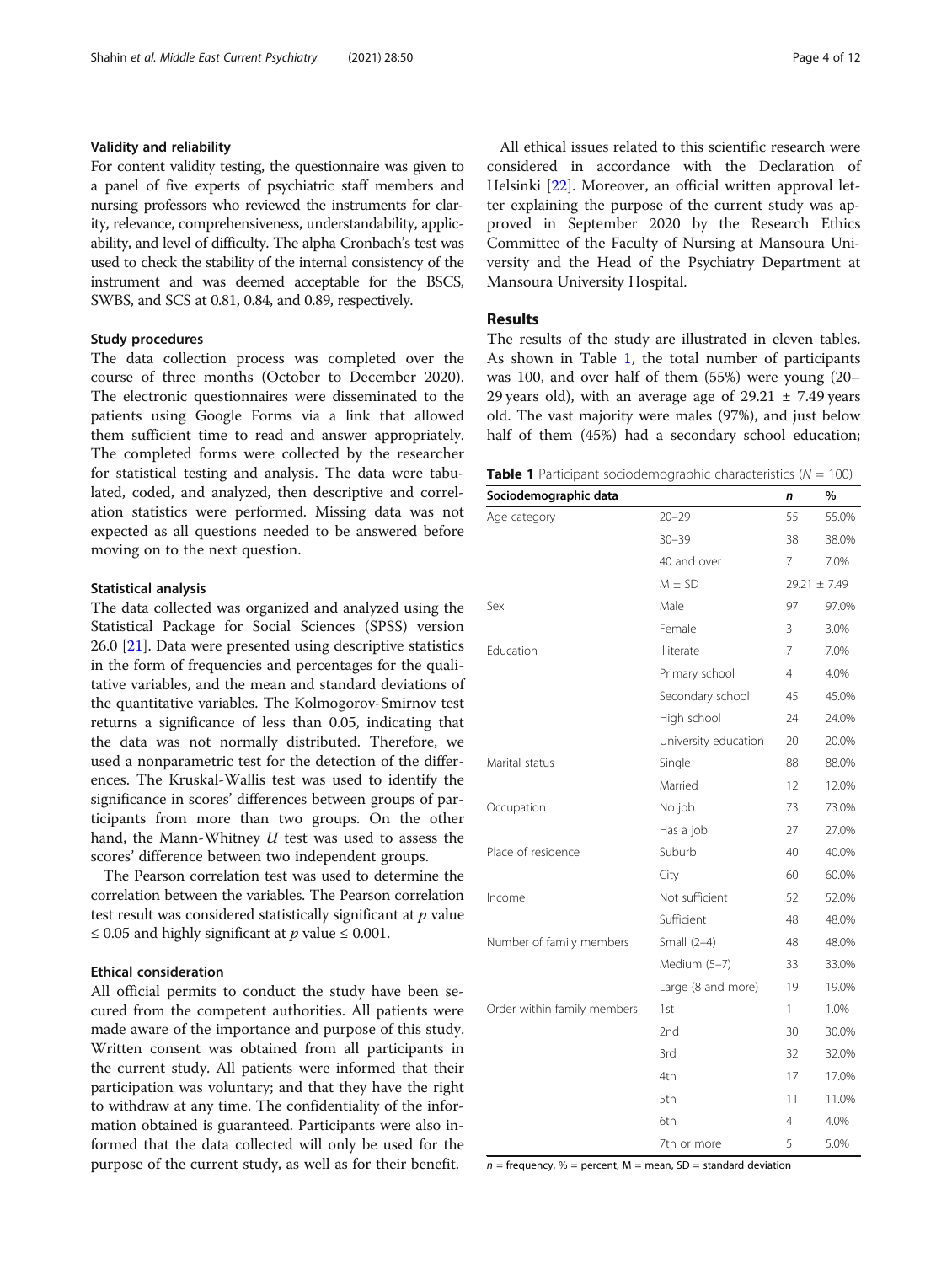### Validity and reliability

For content validity testing, the questionnaire was given to a panel of five experts of psychiatric staff members and nursing professors who reviewed the instruments for clarity, relevance, comprehensiveness, understandability, applicability, and level of difficulty. The alpha Cronbach's test was used to check the stability of the internal consistency of the instrument and was deemed acceptable for the BSCS, SWBS, and SCS at 0.81, 0.84, and 0.89, respectively.

### Study procedures

The data collection process was completed over the course of three months (October to December 2020). The electronic questionnaires were disseminated to the patients using Google Forms via a link that allowed them sufficient time to read and answer appropriately. The completed forms were collected by the researcher for statistical testing and analysis. The data were tabulated, coded, and analyzed, then descriptive and correlation statistics were performed. Missing data was not expected as all questions needed to be answered before moving on to the next question.

### Statistical analysis

The data collected was organized and analyzed using the Statistical Package for Social Sciences (SPSS) version 26.0 [21]. Data were presented using descriptive statistics in the form of frequencies and percentages for the qualitative variables, and the mean and standard deviations of the quantitative variables. The Kolmogorov-Smirnov test returns a significance of less than 0.05, indicating that the data was not normally distributed. Therefore, we used a nonparametric test for the detection of the differences. The Kruskal-Wallis test was used to identify the significance in scores' differences between groups of participants from more than two groups. On the other hand, the Mann-Whitney *U* test was used to assess the scores' difference between two independent groups.

The Pearson correlation test was used to determine the correlation between the variables. The Pearson correlation test result was considered statistically significant at $p$ value $\leq 0.05$ and highly significant at $p$ value $\leq 0.001$.

### Ethical consideration

All official permits to conduct the study have been secured from the competent authorities. All patients were made aware of the importance and purpose of this study. Written consent was obtained from all participants in the current study. All patients were informed that their participation was voluntary; and that they have the right to withdraw at any time. The confidentiality of the information obtained is guaranteed. Participants were also informed that the data collected will only be used for the purpose of the current study, as well as for their benefit.

All ethical issues related to this scientific research were considered in accordance with the Declaration of Helsinki [22]. Moreover, an official written approval letter explaining the purpose of the current study was approved in September 2020 by the Research Ethics Committee of the Faculty of Nursing at Mansoura University and the Head of the Psychiatry Department at Mansoura University Hospital.

## Results

The results of the study are illustrated in eleven tables. As shown in Table 1, the total number of participants was 100, and over half of them (55%) were young (20–29 years old), with an average age of 29.21 ± 7.49 years old. The vast majority were males (97%), and just below half of them (45%) had a secondary school education;

**Table 1** Participant sociodemographic characteristics ($N$ = 100)

| Sociodemographic data | | *n* | % |
|---|---|---|---|
| Age category | 20–29 | 55 | 55.0% |
| | 30–39 | 38 | 38.0% |
| | 40 and over | 7 | 7.0% |
| | M ± SD | 29.21 ± 7.49 | |
| Sex | Male | 97 | 97.0% |
| | Female | 3 | 3.0% |
| Education | Illiterate | 7 | 7.0% |
| | Primary school | 4 | 4.0% |
| | Secondary school | 45 | 45.0% |
| | High school | 24 | 24.0% |
| | University education | 20 | 20.0% |
| Marital status | Single | 88 | 88.0% |
| | Married | 12 | 12.0% |
| Occupation | No job | 73 | 73.0% |
| | Has a job | 27 | 27.0% |
| Place of residence | Suburb | 40 | 40.0% |
| | City | 60 | 60.0% |
| Income | Not sufficient | 52 | 52.0% |
| | Sufficient | 48 | 48.0% |
| Number of family members | Small (2–4) | 48 | 48.0% |
| | Medium (5–7) | 33 | 33.0% |
| | Large (8 and more) | 19 | 19.0% |
| Order within family members | 1st | 1 | 1.0% |
| | 2nd | 30 | 30.0% |
| | 3rd | 32 | 32.0% |
| | 4th | 17 | 17.0% |
| | 5th | 11 | 11.0% |
| | 6th | 4 | 4.0% |
| | 7th or more | 5 | 5.0% |

*n* = frequency, % = percent, M = mean, SD = standard deviation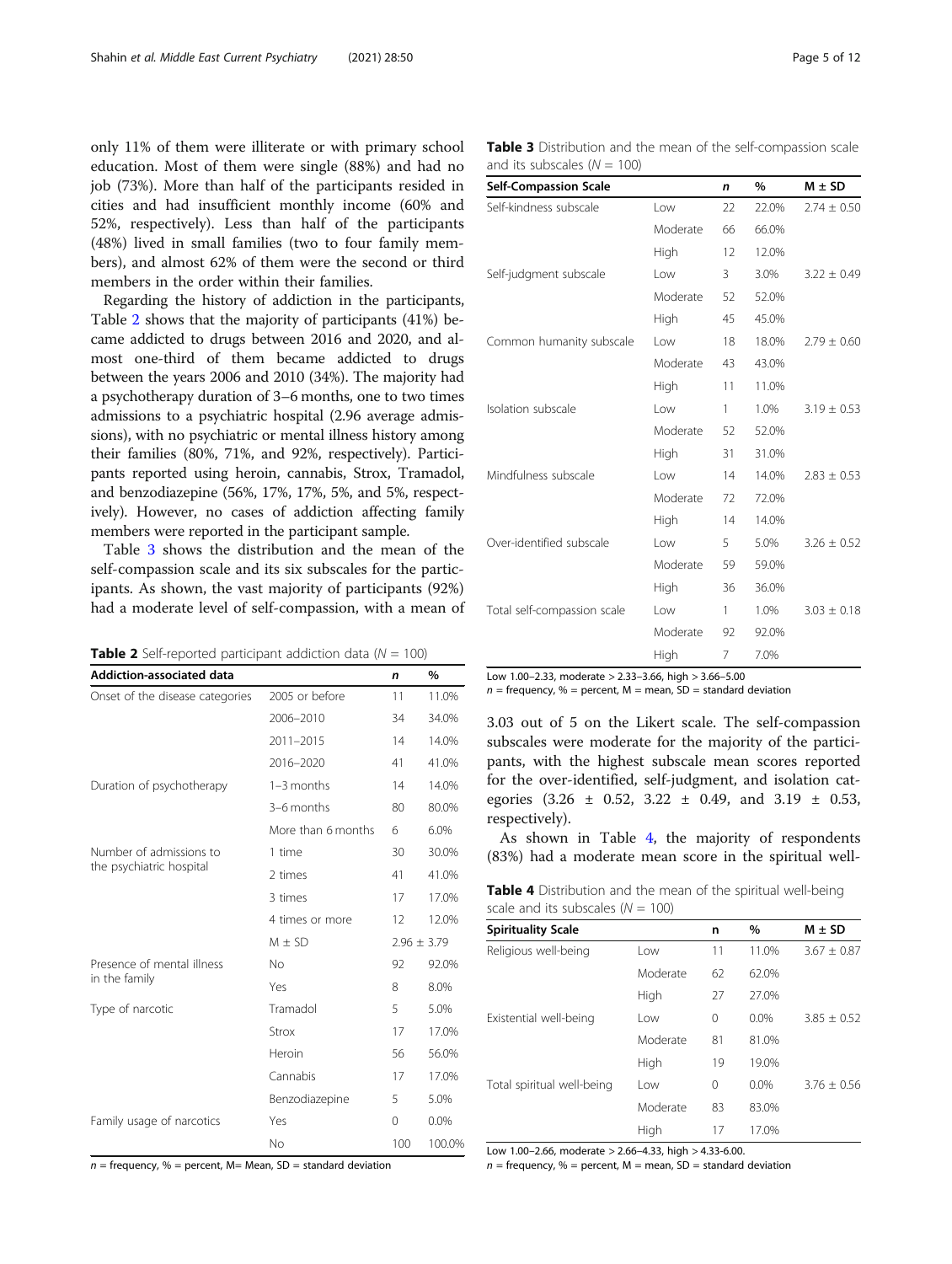only 11% of them were illiterate or with primary school education. Most of them were single (88%) and had no job (73%). More than half of the participants resided in cities and had insufficient monthly income (60% and 52%, respectively). Less than half of the participants (48%) lived in small families (two to four family members), and almost 62% of them were the second or third members in the order within their families.

Regarding the history of addiction in the participants, Table 2 shows that the majority of participants (41%) became addicted to drugs between 2016 and 2020, and almost one-third of them became addicted to drugs between the years 2006 and 2010 (34%). The majority had a psychotherapy duration of 3–6 months, one to two times admissions to a psychiatric hospital (2.96 average admissions), with no psychiatric or mental illness history among their families (80%, 71%, and 92%, respectively). Participants reported using heroin, cannabis, Strox, Tramadol, and benzodiazepine (56%, 17%, 17%, 5%, and 5%, respectively). However, no cases of addiction affecting family members were reported in the participant sample.

Table 3 shows the distribution and the mean of the self-compassion scale and its six subscales for the participants. As shown, the vast majority of participants (92%) had a moderate level of self-compassion, with a mean of 3.03 out of 5 on the Likert scale. The self-compassion subscales were moderate for the majority of the participants, with the highest subscale mean scores reported for the over-identified, self-judgment, and isolation categories (3.26 ± 0.52, 3.22 ± 0.49, and 3.19 ± 0.53, respectively).

As shown in Table 4, the majority of respondents (83%) had a moderate mean score in the spiritual well-

**Table 2** Self-reported participant addiction data ($N$ = 100)

| Addiction-associated data | | *n* | % |
|---|---|---|---|
| Onset of the disease categories | 2005 or before | 11 | 11.0% |
| | 2006–2010 | 34 | 34.0% |
| | 2011–2015 | 14 | 14.0% |
| | 2016–2020 | 41 | 41.0% |
| Duration of psychotherapy | 1–3 months | 14 | 14.0% |
| | 3–6 months | 80 | 80.0% |
| | More than 6 months | 6 | 6.0% |
| Number of admissions to the psychiatric hospital | 1 time | 30 | 30.0% |
| | 2 times | 41 | 41.0% |
| | 3 times | 17 | 17.0% |
| | 4 times or more | 12 | 12.0% |
| | M ± SD | 2.96 ± 3.79 | |
| Presence of mental illness in the family | No | 92 | 92.0% |
| | Yes | 8 | 8.0% |
| Type of narcotic | Tramadol | 5 | 5.0% |
| | Strox | 17 | 17.0% |
| | Heroin | 56 | 56.0% |
| | Cannabis | 17 | 17.0% |
| | Benzodiazepine | 5 | 5.0% |
| Family usage of narcotics | Yes | 0 | 0.0% |
| | No | 100 | 100.0% |

*n* = frequency, % = percent, M= Mean, SD = standard deviation

**Table 3** Distribution and the mean of the self-compassion scale and its subscales ($N$ = 100)

| Self-Compassion Scale | | *n* | % | M ± SD |
|---|---|---|---|---|
| Self-kindness subscale | Low | 22 | 22.0% | 2.74 ± 0.50 |
| | Moderate | 66 | 66.0% | |
| | High | 12 | 12.0% | |
| Self-judgment subscale | Low | 3 | 3.0% | 3.22 ± 0.49 |
| | Moderate | 52 | 52.0% | |
| | High | 45 | 45.0% | |
| Common humanity subscale | Low | 18 | 18.0% | 2.79 ± 0.60 |
| | Moderate | 43 | 43.0% | |
| | High | 11 | 11.0% | |
| Isolation subscale | Low | 1 | 1.0% | 3.19 ± 0.53 |
| | Moderate | 52 | 52.0% | |
| | High | 31 | 31.0% | |
| Mindfulness subscale | Low | 14 | 14.0% | 2.83 ± 0.53 |
| | Moderate | 72 | 72.0% | |
| | High | 14 | 14.0% | |
| Over-identified subscale | Low | 5 | 5.0% | 3.26 ± 0.52 |
| | Moderate | 59 | 59.0% | |
| | High | 36 | 36.0% | |
| Total self-compassion scale | Low | 1 | 1.0% | 3.03 ± 0.18 |
| | Moderate | 92 | 92.0% | |
| | High | 7 | 7.0% | |

Low 1.00–2.33, moderate > 2.33–3.66, high > 3.66–5.00
*n* = frequency, % = percent, M = mean, SD = standard deviation

**Table 4** Distribution and the mean of the spiritual well-being scale and its subscales ($N$ = 100)

| Spirituality Scale | | n | % | M ± SD |
|---|---|---|---|---|
| Religious well-being | Low | 11 | 11.0% | 3.67 ± 0.87 |
| | Moderate | 62 | 62.0% | |
| | High | 27 | 27.0% | |
| Existential well-being | Low | 0 | 0.0% | 3.85 ± 0.52 |
| | Moderate | 81 | 81.0% | |
| | High | 19 | 19.0% | |
| Total spiritual well-being | Low | 0 | 0.0% | 3.76 ± 0.56 |
| | Moderate | 83 | 83.0% | |
| | High | 17 | 17.0% | |

Low 1.00–2.66, moderate > 2.66–4.33, high > 4.33-6.00.
*n* = frequency, % = percent, M = mean, SD = standard deviation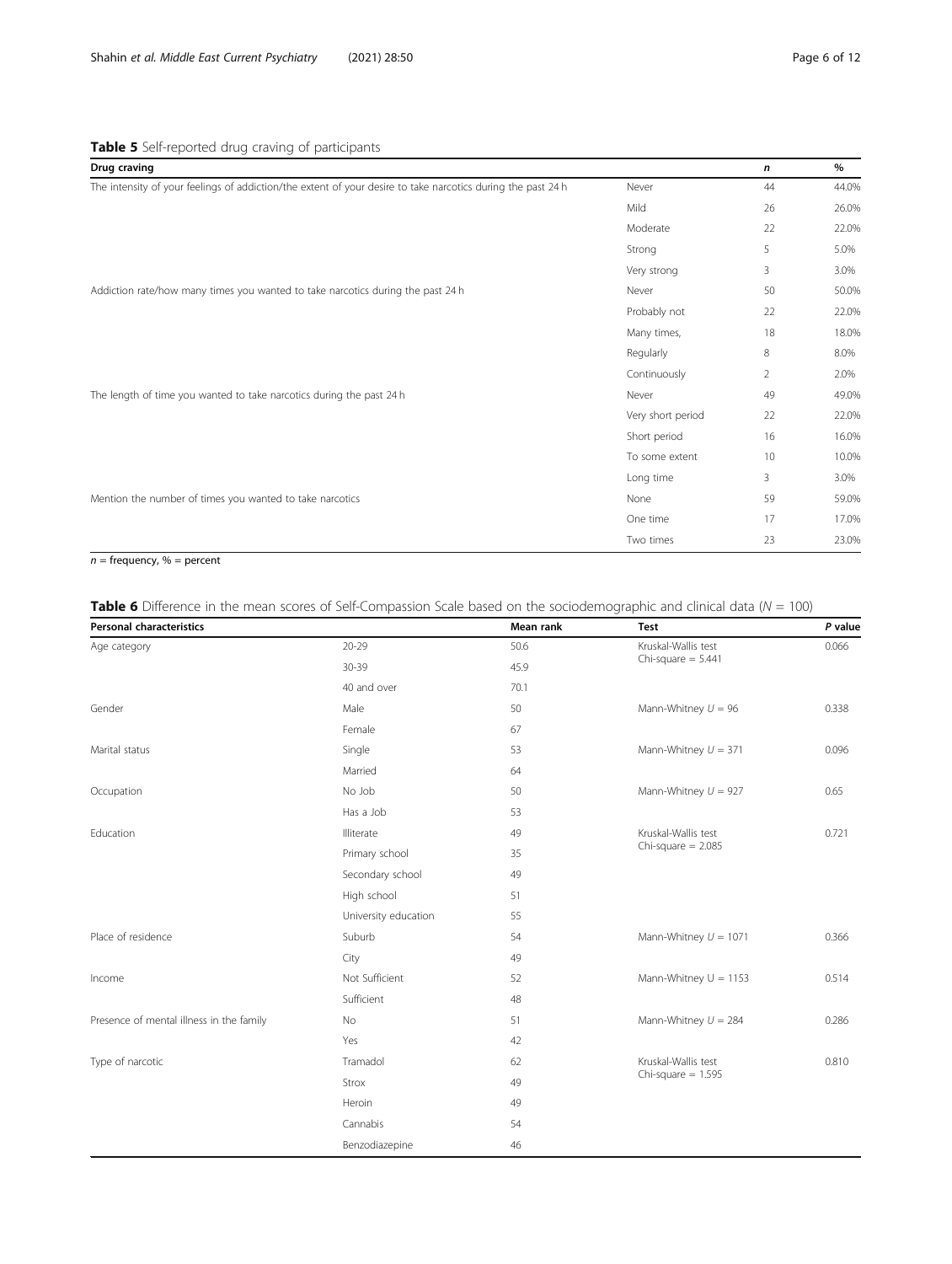**Table 5** Self-reported drug craving of participants

| Drug craving | | *n* | % |
|---|---|---|---|
| The intensity of your feelings of addiction/the extent of your desire to take narcotics during the past 24 h | Never | 44 | 44.0% |
| | Mild | 26 | 26.0% |
| | Moderate | 22 | 22.0% |
| | Strong | 5 | 5.0% |
| | Very strong | 3 | 3.0% |
| Addiction rate/how many times you wanted to take narcotics during the past 24 h | Never | 50 | 50.0% |
| | Probably not | 22 | 22.0% |
| | Many times, | 18 | 18.0% |
| | Regularly | 8 | 8.0% |
| | Continuously | 2 | 2.0% |
| The length of time you wanted to take narcotics during the past 24 h | Never | 49 | 49.0% |
| | Very short period | 22 | 22.0% |
| | Short period | 16 | 16.0% |
| | To some extent | 10 | 10.0% |
| | Long time | 3 | 3.0% |
| Mention the number of times you wanted to take narcotics | None | 59 | 59.0% |
| | One time | 17 | 17.0% |
| | Two times | 23 | 23.0% |

*n* = frequency, % = percent

**Table 6** Difference in the mean scores of Self-Compassion Scale based on the sociodemographic and clinical data ($N = 100$)

| Personal characteristics | | Mean rank | Test | *P* value |
|---|---|---|---|---|
| Age category | 20-29 | 50.6 | Kruskal-Wallis test Chi-square = 5.441 | 0.066 |
| | 30-39 | 45.9 | | |
| | 40 and over | 70.1 | | |
| Gender | Male | 50 | Mann-Whitney $U = 96$ | 0.338 |
| | Female | 67 | | |
| Marital status | Single | 53 | Mann-Whitney $U = 371$ | 0.096 |
| | Married | 64 | | |
| Occupation | No Job | 50 | Mann-Whitney $U = 927$ | 0.65 |
| | Has a Job | 53 | | |
| Education | Illiterate | 49 | Kruskal-Wallis test Chi-square = 2.085 | 0.721 |
| | Primary school | 35 | | |
| | Secondary school | 49 | | |
| | High school | 51 | | |
| | University education | 55 | | |
| Place of residence | Suburb | 54 | Mann-Whitney $U = 1071$ | 0.366 |
| | City | 49 | | |
| Income | Not Sufficient | 52 | Mann-Whitney U = 1153 | 0.514 |
| | Sufficient | 48 | | |
| Presence of mental illness in the family | No | 51 | Mann-Whitney $U = 284$ | 0.286 |
| | Yes | 42 | | |
| Type of narcotic | Tramadol | 62 | Kruskal-Wallis test Chi-square = 1.595 | 0.810 |
| | Strox | 49 | | |
| | Heroin | 49 | | |
| | Cannabis | 54 | | |
| | Benzodiazepine | 46 | | |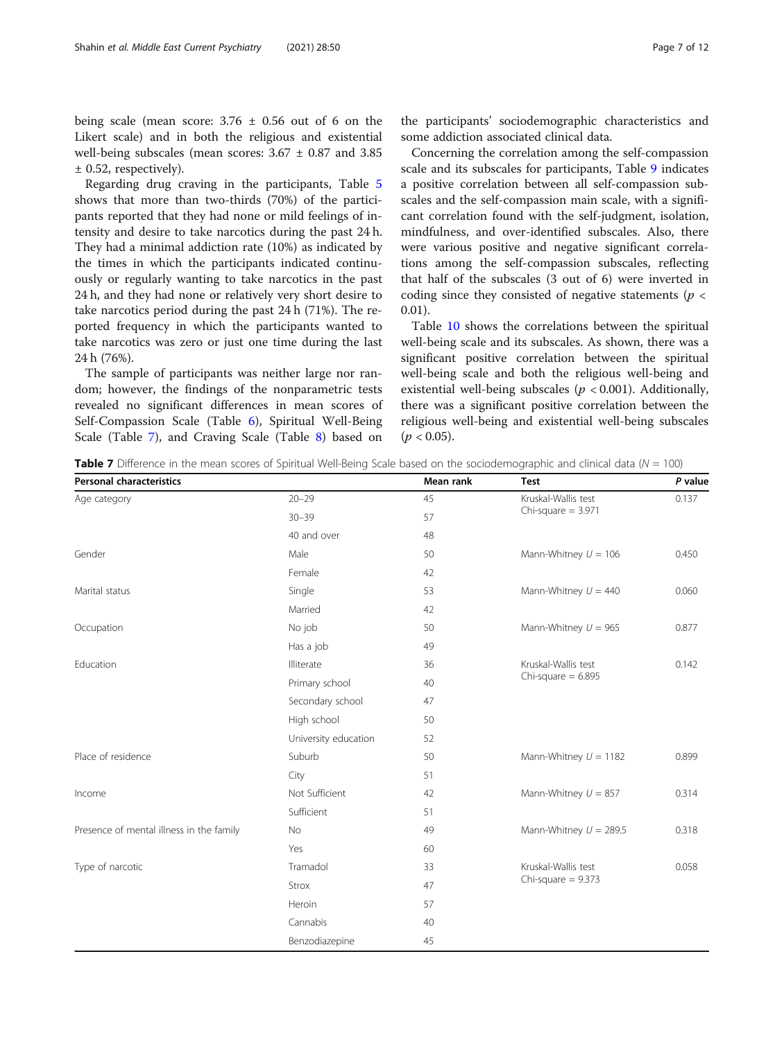being scale (mean score: 3.76 ± 0.56 out of 6 on the Likert scale) and in both the religious and existential well-being subscales (mean scores: 3.67 ± 0.87 and 3.85 ± 0.52, respectively).

Regarding drug craving in the participants, Table 5 shows that more than two-thirds (70%) of the participants reported that they had none or mild feelings of intensity and desire to take narcotics during the past 24 h. They had a minimal addiction rate (10%) as indicated by the times in which the participants indicated continuously or regularly wanting to take narcotics in the past 24 h, and they had none or relatively very short desire to take narcotics period during the past 24 h (71%). The reported frequency in which the participants wanted to take narcotics was zero or just one time during the last 24 h (76%).

The sample of participants was neither large nor random; however, the findings of the nonparametric tests revealed no significant differences in mean scores of Self-Compassion Scale (Table 6), Spiritual Well-Being Scale (Table 7), and Craving Scale (Table 8) based on the participants' sociodemographic characteristics and some addiction associated clinical data.

Concerning the correlation among the self-compassion scale and its subscales for participants, Table 9 indicates a positive correlation between all self-compassion subscales and the self-compassion main scale, with a significant correlation found with the self-judgment, isolation, mindfulness, and over-identified subscales. Also, there were various positive and negative significant correlations among the self-compassion subscales, reflecting that half of the subscales (3 out of 6) were inverted in coding since they consisted of negative statements ($p < 0.01$).

Table 10 shows the correlations between the spiritual well-being scale and its subscales. As shown, there was a significant positive correlation between the spiritual well-being scale and both the religious well-being and existential well-being subscales ($p < 0.001$). Additionally, there was a significant positive correlation between the religious well-being and existential well-being subscales ($p < 0.05$).

**Table 7** Difference in the mean scores of Spiritual Well-Being Scale based on the sociodemographic and clinical data ($N = 100$)

| Personal characteristics | | Mean rank | Test | *P* value |
|---|---|---|---|---|
| Age category | 20–29 | 45 | Kruskal-Wallis test Chi-square = 3.971 | 0.137 |
| | 30–39 | 57 | | |
| | 40 and over | 48 | | |
| Gender | Male | 50 | Mann-Whitney $U = 106$ | 0.450 |
| | Female | 42 | | |
| Marital status | Single | 53 | Mann-Whitney $U = 440$ | 0.060 |
| | Married | 42 | | |
| Occupation | No job | 50 | Mann-Whitney $U = 965$ | 0.877 |
| | Has a job | 49 | | |
| Education | Illiterate | 36 | Kruskal-Wallis test Chi-square = 6.895 | 0.142 |
| | Primary school | 40 | | |
| | Secondary school | 47 | | |
| | High school | 50 | | |
| | University education | 52 | | |
| Place of residence | Suburb | 50 | Mann-Whitney $U = 1182$ | 0.899 |
| | City | 51 | | |
| Income | Not Sufficient | 42 | Mann-Whitney $U = 857$ | 0.314 |
| | Sufficient | 51 | | |
| Presence of mental illness in the family | No | 49 | Mann-Whitney $U = 289.5$ | 0.318 |
| | Yes | 60 | | |
| Type of narcotic | Tramadol | 33 | Kruskal-Wallis test Chi-square = 9.373 | 0.058 |
| | Strox | 47 | | |
| | Heroin | 57 | | |
| | Cannabis | 40 | | |
| | Benzodiazepine | 45 | | |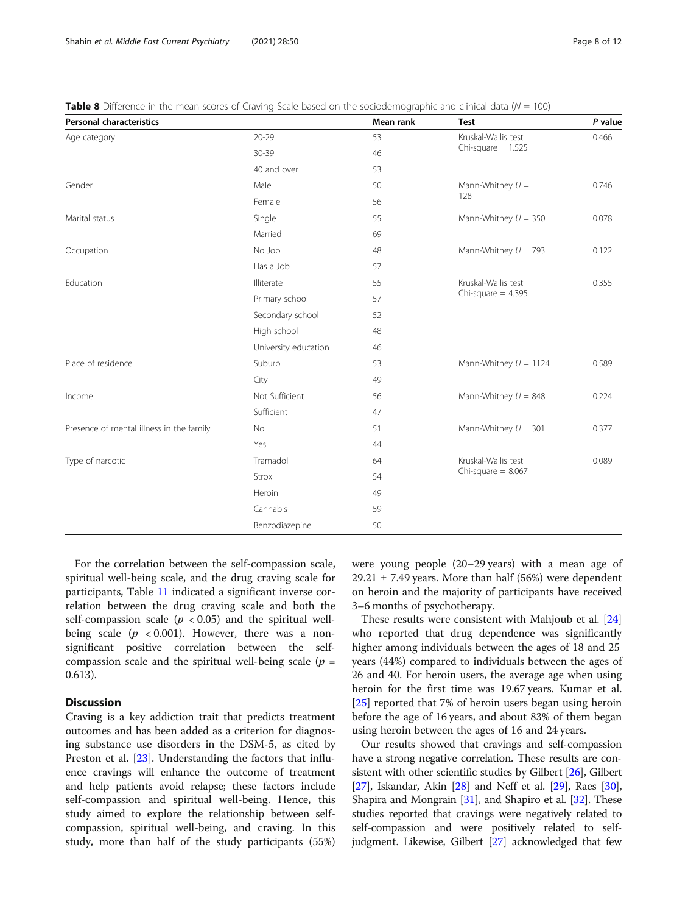**Table 8** Difference in the mean scores of Craving Scale based on the sociodemographic and clinical data ($N = 100$)

| Personal characteristics | | Mean rank | Test | P value |
|---|---|---|---|---|
| Age category | 20-29 | 53 | Kruskal-Wallis test Chi-square = 1.525 | 0.466 |
| | 30-39 | 46 | | |
| | 40 and over | 53 | | |
| Gender | Male | 50 | Mann-Whitney $U$ = 128 | 0.746 |
| | Female | 56 | | |
| Marital status | Single | 55 | Mann-Whitney $U$ = 350 | 0.078 |
| | Married | 69 | | |
| Occupation | No Job | 48 | Mann-Whitney $U$ = 793 | 0.122 |
| | Has a Job | 57 | | |
| Education | Illiterate | 55 | Kruskal-Wallis test Chi-square = 4.395 | 0.355 |
| | Primary school | 57 | | |
| | Secondary school | 52 | | |
| | High school | 48 | | |
| | University education | 46 | | |
| Place of residence | Suburb | 53 | Mann-Whitney $U$ = 1124 | 0.589 |
| | City | 49 | | |
| Income | Not Sufficient | 56 | Mann-Whitney $U$ = 848 | 0.224 |
| | Sufficient | 47 | | |
| Presence of mental illness in the family | No | 51 | Mann-Whitney $U$ = 301 | 0.377 |
| | Yes | 44 | | |
| Type of narcotic | Tramadol | 64 | Kruskal-Wallis test Chi-square = 8.067 | 0.089 |
| | Strox | 54 | | |
| | Heroin | 49 | | |
| | Cannabis | 59 | | |
| | Benzodiazepine | 50 | | |

For the correlation between the self-compassion scale, spiritual well-being scale, and the drug craving scale for participants, Table 11 indicated a significant inverse correlation between the drug craving scale and both the self-compassion scale ($p < 0.05$) and the spiritual well-being scale ($p < 0.001$). However, there was a non-significant positive correlation between the self-compassion scale and the spiritual well-being scale ($p = 0.613$).

## Discussion

Craving is a key addiction trait that predicts treatment outcomes and has been added as a criterion for diagnosing substance use disorders in the DSM-5, as cited by Preston et al. [23]. Understanding the factors that influence cravings will enhance the outcome of treatment and help patients avoid relapse; these factors include self-compassion and spiritual well-being. Hence, this study aimed to explore the relationship between self-compassion, spiritual well-being, and craving. In this study, more than half of the study participants (55%) were young people (20–29 years) with a mean age of 29.21 ± 7.49 years. More than half (56%) were dependent on heroin and the majority of participants have received 3–6 months of psychotherapy.

These results were consistent with Mahjoub et al. [24] who reported that drug dependence was significantly higher among individuals between the ages of 18 and 25 years (44%) compared to individuals between the ages of 26 and 40. For heroin users, the average age when using heroin for the first time was 19.67 years. Kumar et al. [25] reported that 7% of heroin users began using heroin before the age of 16 years, and about 83% of them began using heroin between the ages of 16 and 24 years.

Our results showed that cravings and self-compassion have a strong negative correlation. These results are consistent with other scientific studies by Gilbert [26], Gilbert [27], Iskandar, Akin [28] and Neff et al. [29], Raes [30], Shapira and Mongrain [31], and Shapiro et al. [32]. These studies reported that cravings were negatively related to self-compassion and were positively related to self-judgment. Likewise, Gilbert [27] acknowledged that few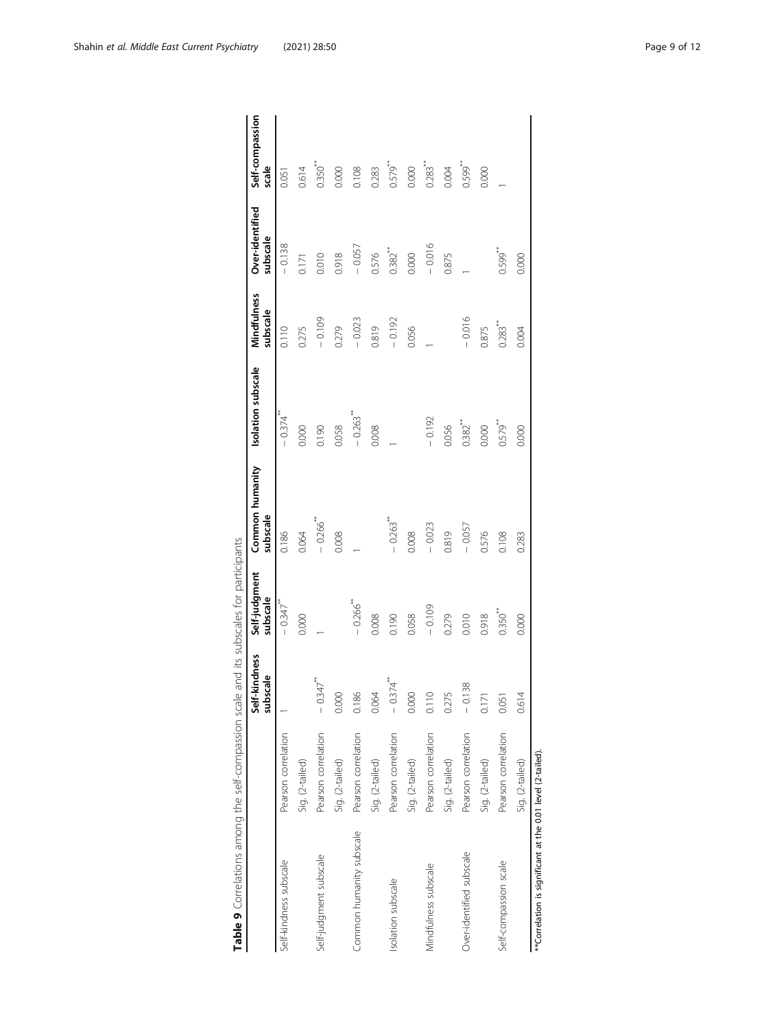**Table 9** Correlations among the self-compassion scale and its subscales for participants

| | | Self-kindness subscale | Self-judgment subscale | Common humanity subscale | Isolation subscale | Mindfulness subscale | Over-identified subscale | Self-compassion scale |
|---|---|---|---|---|---|---|---|---|
| Self-kindness subscale | Pearson correlation | 1 | − 0.347** | 0.186 | − 0.374** | 0.110 | − 0.138 | 0.051 |
| | Sig. (2-tailed) | | 0.000 | 0.064 | 0.000 | 0.275 | 0.171 | 0.614 |
| Self-judgment subscale | Pearson correlation | − 0.347** | 1 | − 0.266** | 0.190 | − 0.109 | 0.010 | 0.350** |
| | Sig. (2-tailed) | 0.000 | | 0.008 | 0.058 | 0.279 | 0.918 | 0.000 |
| Common humanity subscale | Pearson correlation | 0.186 | − 0.266** | 1 | − 0.263** | − 0.023 | − 0.057 | 0.108 |
| | Sig. (2-tailed) | 0.064 | 0.008 | | 0.008 | 0.819 | 0.576 | 0.283 |
| Isolation subscale | Pearson correlation | − 0.374** | 0.190 | − 0.263** | 1 | − 0.192 | 0.382** | 0.579** |
| | Sig. (2-tailed) | 0.000 | 0.058 | 0.008 | | 0.056 | 0.000 | 0.000 |
| Mindfulness subscale | Pearson correlation | 0.110 | − 0.109 | − 0.023 | − 0.192 | 1 | − 0.016 | 0.283** |
| | Sig. (2-tailed) | 0.275 | 0.279 | 0.819 | 0.056 | | 0.875 | 0.004 |
| Over-identified subscale | Pearson correlation | − 0.138 | 0.010 | − 0.057 | 0.382** | − 0.016 | 1 | 0.599** |
| | Sig. (2-tailed) | 0.171 | 0.918 | 0.576 | 0.000 | 0.875 | | 0.000 |
| Self-compassion scale | Pearson correlation | 0.051 | 0.350** | 0.108 | 0.579** | 0.283** | 0.599** | 1 |
| | Sig. (2-tailed) | 0.614 | 0.000 | 0.283 | 0.000 | 0.004 | 0.000 | |

**Correlation is significant at the 0.01 level (2-tailed).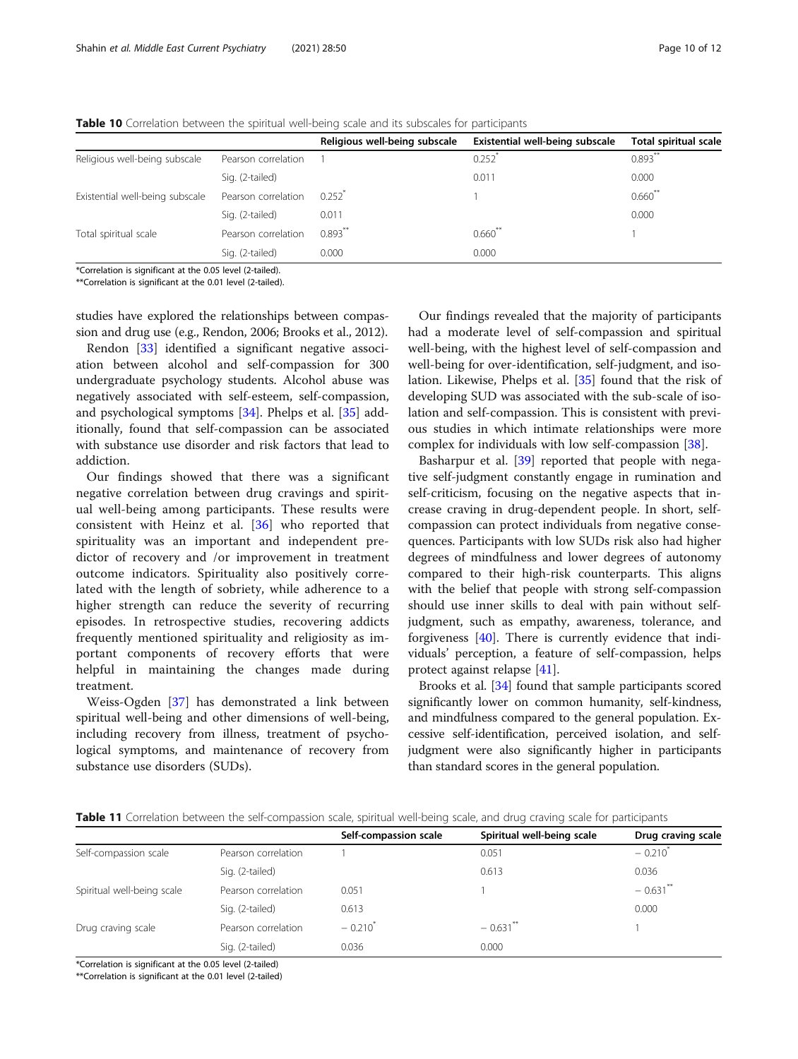**Table 10** Correlation between the spiritual well-being scale and its subscales for participants

| | | Religious well-being subscale | Existential well-being subscale | Total spiritual scale |
|---|---|---|---|---|
| Religious well-being subscale | Pearson correlation | 1 | 0.252* | 0.893** |
| | Sig. (2-tailed) | | 0.011 | 0.000 |
| Existential well-being subscale | Pearson correlation | 0.252* | 1 | 0.660** |
| | Sig. (2-tailed) | 0.011 | | 0.000 |
| Total spiritual scale | Pearson correlation | 0.893** | 0.660** | 1 |
| | Sig. (2-tailed) | 0.000 | 0.000 | |

*Correlation is significant at the 0.05 level (2-tailed).
**Correlation is significant at the 0.01 level (2-tailed).

studies have explored the relationships between compassion and drug use (e.g., Rendon, 2006; Brooks et al., 2012).

Rendon [33] identified a significant negative association between alcohol and self-compassion for 300 undergraduate psychology students. Alcohol abuse was negatively associated with self-esteem, self-compassion, and psychological symptoms [34]. Phelps et al. [35] additionally, found that self-compassion can be associated with substance use disorder and risk factors that lead to addiction.

Our findings showed that there was a significant negative correlation between drug cravings and spiritual well-being among participants. These results were consistent with Heinz et al. [36] who reported that spirituality was an important and independent predictor of recovery and /or improvement in treatment outcome indicators. Spirituality also positively correlated with the length of sobriety, while adherence to a higher strength can reduce the severity of recurring episodes. In retrospective studies, recovering addicts frequently mentioned spirituality and religiosity as important components of recovery efforts that were helpful in maintaining the changes made during treatment.

Weiss-Ogden [37] has demonstrated a link between spiritual well-being and other dimensions of well-being, including recovery from illness, treatment of psychological symptoms, and maintenance of recovery from substance use disorders (SUDs).

Our findings revealed that the majority of participants had a moderate level of self-compassion and spiritual well-being, with the highest level of self-compassion and well-being for over-identification, self-judgment, and isolation. Likewise, Phelps et al. [35] found that the risk of developing SUD was associated with the sub-scale of isolation and self-compassion. This is consistent with previous studies in which intimate relationships were more complex for individuals with low self-compassion [38].

Basharpur et al. [39] reported that people with negative self-judgment constantly engage in rumination and self-criticism, focusing on the negative aspects that increase craving in drug-dependent people. In short, self-compassion can protect individuals from negative consequences. Participants with low SUDs risk also had higher degrees of mindfulness and lower degrees of autonomy compared to their high-risk counterparts. This aligns with the belief that people with strong self-compassion should use inner skills to deal with pain without self-judgment, such as empathy, awareness, tolerance, and forgiveness [40]. There is currently evidence that individuals' perception, a feature of self-compassion, helps protect against relapse [41].

Brooks et al. [34] found that sample participants scored significantly lower on common humanity, self-kindness, and mindfulness compared to the general population. Excessive self-identification, perceived isolation, and self-judgment were also significantly higher in participants than standard scores in the general population.

**Table 11** Correlation between the self-compassion scale, spiritual well-being scale, and drug craving scale for participants

| | | Self-compassion scale | Spiritual well-being scale | Drug craving scale |
|---|---|---|---|---|
| Self-compassion scale | Pearson correlation | 1 | 0.051 | − 0.210* |
| | Sig. (2-tailed) | | 0.613 | 0.036 |
| Spiritual well-being scale | Pearson correlation | 0.051 | 1 | − 0.631** |
| | Sig. (2-tailed) | 0.613 | | 0.000 |
| Drug craving scale | Pearson correlation | − 0.210* | − 0.631** | 1 |
| | Sig. (2-tailed) | 0.036 | 0.000 | |

*Correlation is significant at the 0.05 level (2-tailed)
**Correlation is significant at the 0.01 level (2-tailed)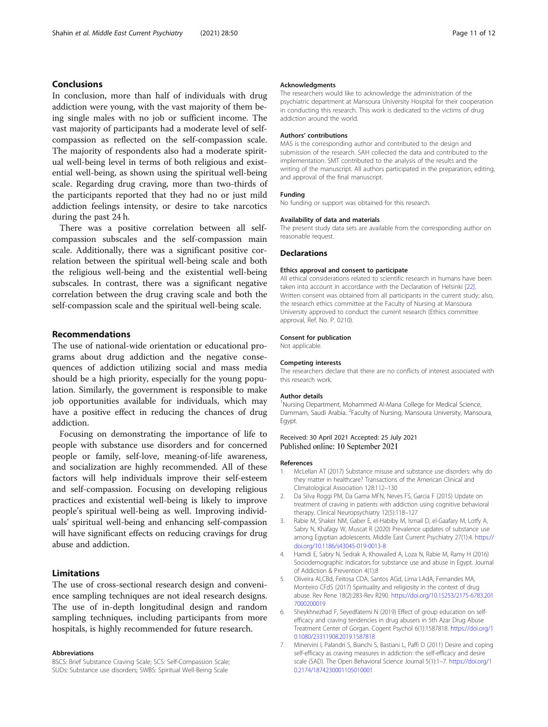## Conclusions

In conclusion, more than half of individuals with drug addiction were young, with the vast majority of them being single males with no job or sufficient income. The vast majority of participants had a moderate level of self-compassion as reflected on the self-compassion scale. The majority of respondents also had a moderate spiritual well-being level in terms of both religious and existential well-being, as shown using the spiritual well-being scale. Regarding drug craving, more than two-thirds of the participants reported that they had no or just mild addiction feelings intensity, or desire to take narcotics during the past 24 h.

There was a positive correlation between all self-compassion subscales and the self-compassion main scale. Additionally, there was a significant positive correlation between the spiritual well-being scale and both the religious well-being and the existential well-being subscales. In contrast, there was a significant negative correlation between the drug craving scale and both the self-compassion scale and the spiritual well-being scale.

## Recommendations

The use of national-wide orientation or educational programs about drug addiction and the negative consequences of addiction utilizing social and mass media should be a high priority, especially for the young population. Similarly, the government is responsible to make job opportunities available for individuals, which may have a positive effect in reducing the chances of drug addiction.

Focusing on demonstrating the importance of life to people with substance use disorders and for concerned people or family, self-love, meaning-of-life awareness, and socialization are highly recommended. All of these factors will help individuals improve their self-esteem and self-compassion. Focusing on developing religious practices and existential well-being is likely to improve people's spiritual well-being as well. Improving individuals' spiritual well-being and enhancing self-compassion will have significant effects on reducing cravings for drug abuse and addiction.

## Limitations

The use of cross-sectional research design and convenience sampling techniques are not ideal research designs. The use of in-depth longitudinal design and random sampling techniques, including participants from more hospitals, is highly recommended for future research.

#### Abbreviations

BSCS: Brief Substance Craving Scale; SCS: Self-Compassion Scale; SUDs: Substance use disorders; SWBS: Spiritual Well-Being Scale

#### Acknowledgments

The researchers would like to acknowledge the administration of the psychiatric department at Mansoura University Hospital for their cooperation in conducting this research. This work is dedicated to the victims of drug addiction around the world.

#### Authors' contributions

MAS is the corresponding author and contributed to the design and submission of the research. SAH collected the data and contributed to the implementation. SMT contributed to the analysis of the results and the writing of the manuscript. All authors participated in the preparation, editing, and approval of the final manuscript.

#### Funding

No funding or support was obtained for this research.

#### Availability of data and materials

The present study data sets are available from the corresponding author on reasonable request.

### Declarations

#### Ethics approval and consent to participate

All ethical considerations related to scientific research in humans have been taken into account in accordance with the Declaration of Helsinki [22]. Written consent was obtained from all participants in the current study; also, the research ethics committee at the Faculty of Nursing at Mansoura University approved to conduct the current research (Ethics committee approval, Ref. No. P. 0210).

#### Consent for publication

Not applicable.

#### Competing interests

The researchers declare that there are no conflicts of interest associated with this research work.

#### Author details

[1]Nursing Department, Mohammed Al-Mana College for Medical Science, Dammam, Saudi Arabia. [2]Faculty of Nursing, Mansoura University, Mansoura, Egypt.

Received: 30 April 2021 Accepted: 25 July 2021
Published online: 10 September 2021

#### References

1. McLellan AT (2017) Substance misuse and substance use disorders: why do they matter in healthcare? Transactions of the American Clinical and Climatological Association 128:112–130
2. Da Silva Roggi PM, Da Gama MFN, Neves FS, Garcia F (2015) Update on treatment of craving in patients with addiction using cognitive behavioral therapy. Clinical Neuropsychiatry 12(5):118–127
3. Rabie M, Shaker NM, Gaber E, el-Habiby M, Ismail D, el-Gaafary M, Lotfy A, Sabry N, Khafagy W, Muscat R (2020) Prevalence updates of substance use among Egyptian adolescents. Middle East Current Psychiatry 27(1):4. https://doi.org/10.1186/s43045-019-0013-8
4. Hamdi E, Sabry N, Sedrak A, Khowailed A, Loza N, Rabie M, Ramy H (2016) Sociodemographic indicators for substance use and abuse in Egypt. Journal of Addiction & Prevention 4(1):8
5. Oliveira ALCBd, Feitosa CDA, Santos AGd, Lima LAdA, Fernandes MA, Monteiro CFdS (2017) Spirituality and religiosity in the context of drug abuse. Rev Rene 18(2):283-Rev R290. https://doi.org/10.15253/2175-6783.2017000200019
6. Sheykhnezhad F, Seyedfatemi N (2019) Effect of group education on self-efficacy and craving tendencies in drug abusers in 5th Azar Drug Abuse Treatment Center of Gorgan. Cogent Psychol 6(1):1587818. https://doi.org/10.1080/23311908.2019.1587818
7. Minervini I, Palandri S, Bianchi S, Bastiani L, Paffi D (2011) Desire and coping self-efficacy as craving measures in addiction: the self-efficacy and desire scale (SAD). The Open Behavioral Science Journal 5(1):1–7. https://doi.org/10.2174/1874230001105010001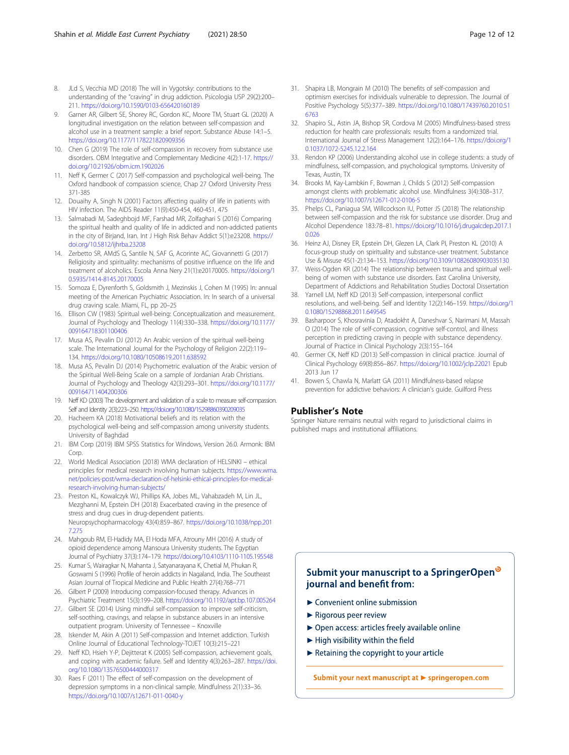8. JLd S, Vecchia MD (2018) The will in Vygotsky: contributions to the understanding of the "craving" in drug addiction. Psicologia USP 29(2):200–211. https://doi.org/10.1590/0103-656420160189
9. Garner AR, Gilbert SE, Shorey RC, Gordon KC, Moore TM, Stuart GL (2020) A longitudinal investigation on the relation between self-compassion and alcohol use in a treatment sample: a brief report. Substance Abuse 14:1–5. https://doi.org/10.1177/1178221820909356
10. Chen G (2019) The role of self-compassion in recovery from substance use disorders. OBM Integrative and Complementary Medicine 4(2):1-17. https://doi.org/10.21926/obm.icm.1902026
11. Neff K, Germer C (2017) Self-compassion and psychological well-being. The Oxford handbook of compassion science, Chap 27 Oxford University Press 371-385
12. Douaihy A, Singh N (2001) Factors affecting quality of life in patients with HIV infection. The AIDS Reader 11(9):450-454, 460-451, 475
13. Salmabadi M, Sadeghbojd MF, Farshad MR, Zolfaghari S (2016) Comparing the spiritual health and quality of life in addicted and non-addicted patients in the city of Birjand, Iran. Int J High Risk Behav Addict 5(1):e23208. https://doi.org/10.5812/ijhrba.23208
14. Zerbetto SR, AMdS G, Santile N, SAF G, Acorinte AC, Giovannetti G (2017) Religiosity and spirituality: mechanisms of positive influence on the life and treatment of alcoholics. Escola Anna Nery 21(1):e20170005. https://doi.org/10.5935/1414-8145.20170005
15. Somoza E, Dyrenforth S, Goldsmith J, Mezinskis J, Cohen M (1995) In: annual meeting of the American Psychiatric Association. In: In search of a universal drug craving scale. Miami, FL, pp 20–25
16. Ellison CW (1983) Spiritual well-being: Conceptualization and measurement. Journal of Psychology and Theology 11(4):330–338. https://doi.org/10.1177/009164718301100406
17. Musa AS, Pevalin DJ (2012) An Arabic version of the spiritual well-being scale. The International Journal for the Psychology of Religion 22(2):119–134. https://doi.org/10.1080/10508619.2011.638592
18. Musa AS, Pevalin DJ (2014) Psychometric evaluation of the Arabic version of the Spiritual Well-Being Scale on a sample of Jordanian Arab Christians. Journal of Psychology and Theology 42(3):293–301. https://doi.org/10.1177/009164711404200306
19. Neff KD (2003) The development and validation of a scale to measure self-compassion. Self and Identity 2(3):223–250. https://doi.org/10.1080/15298860390209035
20. Hacheem KA (2018) Motivational beliefs and its relation with the psychological well-being and self-compassion among university students. University of Baghdad
21. IBM Corp (2019) IBM SPSS Statistics for Windows, Version 26.0. Armonk: IBM Corp.
22. World Medical Association (2018) WMA declaration of HELSINKI – ethical principles for medical research involving human subjects. https://www.wma.net/policies-post/wma-declaration-of-helsinki-ethical-principles-for-medical-research-involving-human-subjects/
23. Preston KL, Kowalczyk WJ, Phillips KA, Jobes ML, Vahabzadeh M, Lin JL, Mezghanni M, Epstein DH (2018) Exacerbated craving in the presence of stress and drug cues in drug-dependent patients. Neuropsychopharmacology 43(4):859–867. https://doi.org/10.1038/npp.2017.275
24. Mahgoub RM, El-Hadidy MA, El Hoda MFA, Atrouny MH (2016) A study of opioid dependence among Mansoura University students. The Egyptian Journal of Psychiatry 37(3):174–179. https://doi.org/10.4103/1110-1105.195548
25. Kumar S, Wairagkar N, Mahanta J, Satyanarayana K, Chetial M, Phukan R, Goswami S (1996) Profile of heroin addicts in Nagaland, India. The Southeast Asian Journal of Tropical Medicine and Public Health 27(4):768–771
26. Gilbert P (2009) Introducing compassion-focused therapy. Advances in Psychiatric Treatment 15(3):199–208. https://doi.org/10.1192/apt.bp.107.005264
27. Gilbert SE (2014) Using mindful self-compassion to improve self-criticism, self-soothing, cravings, and relapse in substance abusers in an intensive outpatient program. University of Tennessee – Knoxville
28. Iskender M, Akin A (2011) Self-compassion and Internet addiction. Turkish Online Journal of Educational Technology-TOJET 10(3):215–221
29. Neff KD, Hsieh Y-P, Dejitterat K (2005) Self-compassion, achievement goals, and coping with academic failure. Self and Identity 4(3):263–287. https://doi.org/10.1080/13576500444000317
30. Raes F (2011) The effect of self-compassion on the development of depression symptoms in a non-clinical sample. Mindfulness 2(1):33–36. https://doi.org/10.1007/s12671-011-0040-y
31. Shapira LB, Mongrain M (2010) The benefits of self-compassion and optimism exercises for individuals vulnerable to depression. The Journal of Positive Psychology 5(5):377–389. https://doi.org/10.1080/17439760.2010.516763
32. Shapiro SL, Astin JA, Bishop SR, Cordova M (2005) Mindfulness-based stress reduction for health care professionals: results from a randomized trial. International Journal of Stress Management 12(2):164–176. https://doi.org/10.1037/1072-5245.12.2.164
33. Rendon KP (2006) Understanding alcohol use in college students: a study of mindfulness, self-compassion, and psychological symptoms. University of Texas, Austin, TX
34. Brooks M, Kay-Lambkin F, Bowman J, Childs S (2012) Self-compassion amongst clients with problematic alcohol use. Mindfulness 3(4):308–317. https://doi.org/10.1007/s12671-012-0106-5
35. Phelps CL, Paniagua SM, Willcockson IU, Potter JS (2018) The relationship between self-compassion and the risk for substance use disorder. Drug and Alcohol Dependence 183:78–81. https://doi.org/10.1016/j.drugalcdep.2017.10.026
36. Heinz AJ, Disney ER, Epstein DH, Glezen LA, Clark PI, Preston KL (2010) A focus-group study on spirituality and substance-user treatment. Substance Use & Misuse 45(1-2):134–153. https://doi.org/10.3109/10826080903035130
37. Weiss-Ogden KR (2014) The relationship between trauma and spiritual well-being of women with substance use disorders. East Carolina University, Department of Addictions and Rehabilitation Studies Doctoral Dissertation
38. Yarnell LM, Neff KD (2013) Self-compassion, interpersonal conflict resolutions, and well-being. Self and Identity 12(2):146–159. https://doi.org/10.1080/15298868.2011.649545
39. Basharpoor S, Khosravinia D, Atadokht A, Daneshvar S, Narimani M, Massah O (2014) The role of self-compassion, cognitive self-control, and illness perception in predicting craving in people with substance dependency. Journal of Practice in Clinical Psychology 2(3):155–164
40. Germer CK, Neff KD (2013) Self-compassion in clinical practice. Journal of Clinical Psychology 69(8):856–867. https://doi.org/10.1002/jclp.22021 Epub 2013 Jun 17
41. Bowen S, Chawla N, Marlatt GA (2011) Mindfulness-based relapse prevention for addictive behaviors: A clinician's guide. Guilford Press

## Publisher's Note

Springer Nature remains neutral with regard to jurisdictional claims in published maps and institutional affiliations.